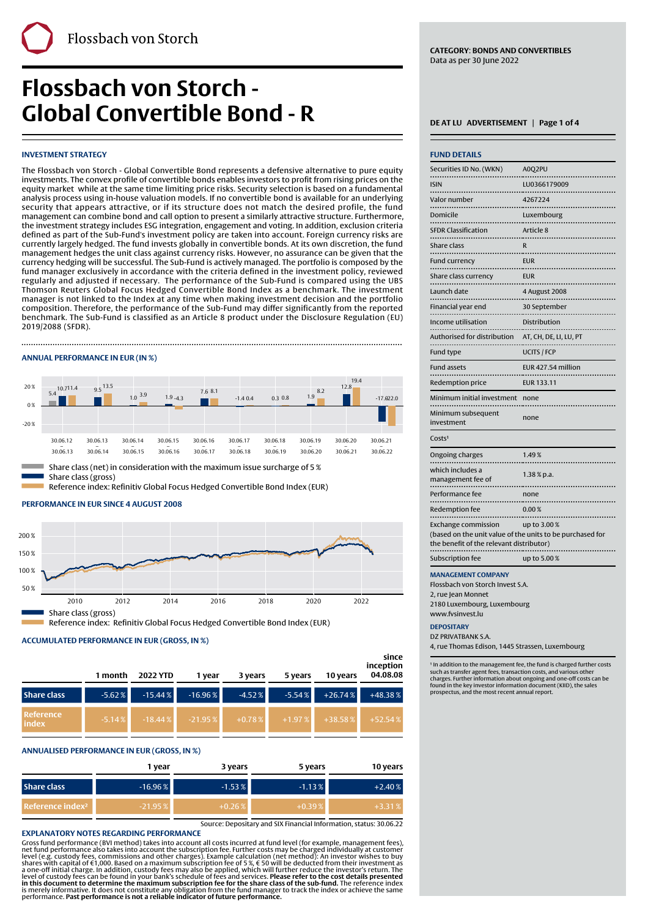# Flossbach von Storch - Global Convertible Bond - R

**CATEGORY: BONDS AND CONVERTIBLES**
Data as per 30 June 2022

DE AT LU ADVERTISEMENT

## INVESTMENT STRATEGY

The Flossbach von Storch - Global Convertible Bond represents a defensive alternative to pure equity investments. The convex profile of convertible bonds enables investors to profit from rising prices on the equity market while at the same time limiting price risks. Security selection is based on a fundamental analysis process using in-house valuation models. If no convertible bond is available for an underlying security that appears attractive, or if its structure does not match the desired profile, the fund management can combine bond and call option to present a similarly attractive structure. Furthermore, the investment strategy includes ESG integration, engagement and voting. In addition, exclusion criteria defined as part of the Sub-Fund's investment policy are taken into account. Foreign currency risks are currently largely hedged. The fund invests globally in convertible bonds. At its own discretion, the fund management hedges the unit class against currency risks. However, no assurance can be given that the currency hedging will be successful. The Sub-Fund is actively managed. The portfolio is composed by the fund manager exclusively in accordance with the criteria defined in the investment policy, reviewed regularly and adjusted if necessary. The performance of the Sub-Fund is compared using the UBS Thomson Reuters Global Focus Hedged Convertible Bond Index as a benchmark. The investment manager is not linked to the Index at any time when making investment decision and the portfolio composition. Therefore, the performance of the Sub-Fund may differ significantly from the reported benchmark. The Sub-Fund is classified as an Article 8 product under the Disclosure Regulation (EU) 2019/2088 (SFDR).

## ANNUAL PERFORMANCE IN EUR (IN %)

| Period | Share class (net) | Share class (gross) | Reference index |
|---|---|---|---|
| 30.06.12 – 30.06.13 | 5.4 | 10.7 | 11.4 |
| 30.06.13 – 30.06.14 | | 9.5 | 13.5 |
| 30.06.14 – 30.06.15 | | 1.0 | 3.9 |
| 30.06.15 – 30.06.16 | | 1.9 | -4.3 |
| 30.06.16 – 30.06.17 | | 7.6 | 8.1 |
| 30.06.17 – 30.06.18 | | -1.4 | 0.4 |
| 30.06.18 – 30.06.19 | | 0.3 | 0.8 |
| 30.06.19 – 30.06.20 | | 1.9 | 8.2 |
| 30.06.20 – 30.06.21 | | 12.8 | 19.4 |
| 30.06.21 – 30.06.22 | | -17.0 | -22.0 |

Share class (net) in consideration with the maximum issue surcharge of 5 %
Share class (gross)
Reference index: Refinitiv Global Focus Hedged Convertible Bond Index (EUR)

## PERFORMANCE IN EUR SINCE 4 AUGUST 2008

Share class (gross)
Reference index: Refinitiv Global Focus Hedged Convertible Bond Index (EUR)

## ACCUMULATED PERFORMANCE IN EUR (GROSS, IN %)

| | 1 month | 2022 YTD | 1 year | 3 years | 5 years | 10 years | since inception 04.08.08 |
|---|---|---|---|---|---|---|---|
| Share class | -5.62 % | -15.44 % | -16.96 % | -4.52 % | -5.54 % | +26.74 % | +48.38 % |
| Reference index | -5.14 % | -18.44 % | -21.95 % | +0.78 % | +1.97 % | +38.58 % | +52.54 % |

## ANNUALISED PERFORMANCE IN EUR (GROSS, IN %)

| | 1 year | 3 years | 5 years | 10 years |
|---|---|---|---|---|
| Share class | -16.96 % | -1.53 % | -1.13 % | +2.40 % |
| Reference index[2] | -21.95 % | +0.26 % | +0.39 % | +3.31 % |

Source: Depositary and SIX Financial Information, status: 30.06.22

## EXPLANATORY NOTES REGARDING PERFORMANCE

Gross fund performance (BVI method) takes into account all costs incurred at fund level (for example, management fees), net fund performance also takes into account the subscription fee. Further costs may be charged individually at customer level (e.g. custody fees, commissions and other charges). Example calculation (net method): An investor wishes to buy shares with capital of €1,000. Based on a maximum subscription fee of 5 %, € 50 will be deducted from their investment as a one-off initial charge. In addition, custody fees may also be applied, which will further reduce the investor's return. The level of custody fees can be found in your bank's schedule of fees and services. **Please refer to the cost details presented in this document to determine the maximum subscription fee for the share class of the sub-fund.** The reference index is merely informative. It does not constitute any obligation from the fund manager to track the index or achieve the same performance. **Past performance is not a reliable indicator of future performance.**

## FUND DETAILS

| | |
|---|---|
| Securities ID No. (WKN) | A0Q2PU |
| ISIN | LU0366179009 |
| Valor number | 4267224 |
| Domicile | Luxembourg |
| SFDR Classification | Article 8 |
| Share class | R |
| Fund currency | EUR |
| Share class currency | EUR |
| Launch date | 4 August 2008 |
| Financial year end | 30 September |
| Income utilisation | Distribution |
| Authorised for distribution | AT, CH, DE, LI, LU, PT |
| Fund type | UCITS / FCP |
| Fund assets | EUR 427.54 million |
| Redemption price | EUR 133.11 |
| Minimum initial investment | none |
| Minimum subsequent investment | none |

**Costs[1]**

| | |
|---|---|
| Ongoing charges | 1.49 % |
| which includes a management fee of | 1.38 % p.a. |
| Performance fee | none |
| Redemption fee | 0.00 % |
| Exchange commission | up to 3.00 % |

(based on the unit value of the units to be purchased for the benefit of the relevant distributor)

| | |
|---|---|
| Subscription fee | up to 5.00 % |

## MANAGEMENT COMPANY

Flossbach von Storch Invest S.A.
2, rue Jean Monnet
2180 Luxembourg, Luxembourg
www.fvsinvest.lu

## DEPOSITARY

DZ PRIVATBANK S.A.
4, rue Thomas Edison, 1445 Strassen, Luxembourg

[1] In addition to the management fee, the fund is charged further costs such as transfer agent fees, transaction costs, and various other charges. Further information about ongoing and one-off costs can be found in the key investor information document (KIID), the sales prospectus, and the most recent annual report.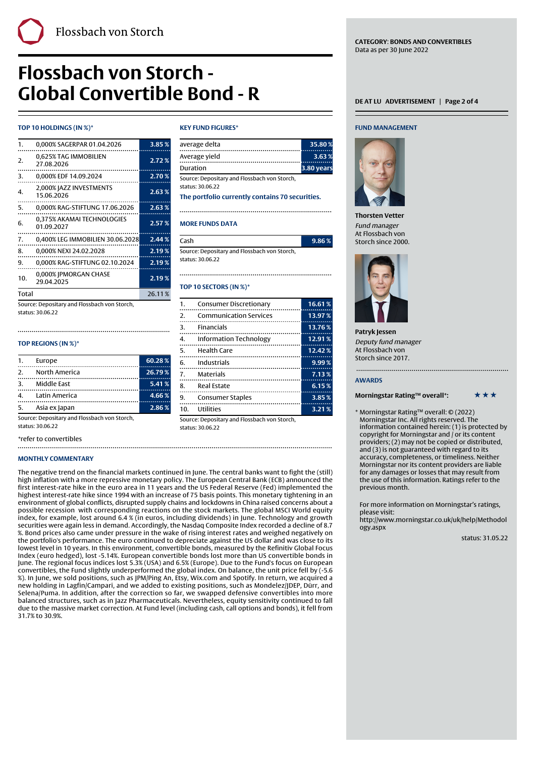Flossbach von Storch

# Flossbach von Storch - Global Convertible Bond - R

CATEGORY: BONDS AND CONVERTIBLES
Data as per 30 June 2022

DE AT LU ADVERTISEMENT

## TOP 10 HOLDINGS (IN %)*

| | | |
|---|---|---|
| 1. | 0,000% SAGERPAR 01.04.2026 | 3.85 % |
| 2. | 0,625% TAG IMMOBILIEN 27.08.2026 | 2.72 % |
| 3. | 0,000% EDF 14.09.2024 | 2.70 % |
| 4. | 2,000% JAZZ INVESTMENTS 15.06.2026 | 2.63 % |
| 5. | 0,000% RAG-STIFTUNG 17.06.2026 | 2.63 % |
| 6. | 0,375% AKAMAI TECHNOLOGIES 01.09.2027 | 2.57 % |
| 7. | 0,400% LEG IMMOBILIEN 30.06.2028 | 2.44 % |
| 8. | 0,000% NEXI 24.02.2028 | 2.19 % |
| 9. | 0,000% RAG-STIFTUNG 02.10.2024 | 2.19 % |
| 10. | 0,000% JPMORGAN CHASE 29.04.2025 | 2.19 % |
| Total | | 26.11 % |

Source: Depositary and Flossbach von Storch, status: 30.06.22

## TOP REGIONS (IN %)*

| | | |
|---|---|---|
| 1. | Europe | 60.28 % |
| 2. | North America | 26.79 % |
| 3. | Middle East | 5.41 % |
| 4. | Latin America | 4.66 % |
| 5. | Asia ex Japan | 2.86 % |

Source: Depositary and Flossbach von Storch, status: 30.06.22

*refer to convertibles

## KEY FUND FIGURES*

| | |
|---|---|
| average delta | 35.80 % |
| Average yield | 3.63 % |
| Duration | 3.80 years |

Source: Depositary and Flossbach von Storch, status: 30.06.22

**The portfolio currently contains 70 securities.**

## MORE FUNDS DATA

| | |
|---|---|
| Cash | 9.86 % |

Source: Depositary and Flossbach von Storch, status: 30.06.22

## TOP 10 SECTORS (IN %)*

| | | |
|---|---|---|
| 1. | Consumer Discretionary | 16.61 % |
| 2. | Communication Services | 13.97 % |
| 3. | Financials | 13.76 % |
| 4. | Information Technology | 12.91 % |
| 5. | Health Care | 12.42 % |
| 6. | Industrials | 9.99 % |
| 7. | Materials | 7.13 % |
| 8. | Real Estate | 6.15 % |
| 9. | Consumer Staples | 3.85 % |
| 10. | Utilities | 3.21 % |

Source: Depositary and Flossbach von Storch, status: 30.06.22

## MONTHLY COMMENTARY

The negative trend on the financial markets continued in June. The central banks want to fight the (still) high inflation with a more repressive monetary policy. The European Central Bank (ECB) announced the first interest-rate hike in the euro area in 11 years and the US Federal Reserve (Fed) implemented the highest interest-rate hike since 1994 with an increase of 75 basis points. This monetary tightening in an environment of global conflicts, disrupted supply chains and lockdowns in China raised concerns about a possible recession with corresponding reactions on the stock markets. The global MSCI World equity index, for example, lost around 6.4 % (in euros, including dividends) in June. Technology and growth securities were again less in demand. Accordingly, the Nasdaq Composite Index recorded a decline of 8.7 %. Bond prices also came under pressure in the wake of rising interest rates and weighed negatively on the portfolio's performance. The euro continued to depreciate against the US dollar and was close to its lowest level in 10 years. In this environment, convertible bonds, measured by the Refinitiv Global Focus Index (euro hedged), lost -5.14%. European convertible bonds lost more than US convertible bonds in June. The regional focus indices lost 5.3% (USA) and 6.5% (Europe). Due to the Fund's focus on European convertibles, the Fund slightly underperformed the global index. On balance, the unit price fell by (-5.6 %). In June, we sold positions, such as JPM/Ping An, Etsy, Wix.com and Spotify. In return, we acquired a new holding in Lagfin/Campari, and we added to existing positions, such as Mondelez/JDEP, Dürr, and Selena/Puma. In addition, after the correction so far, we swapped defensive convertibles into more balanced structures, such as in Jazz Pharmaceuticals. Nevertheless, equity sensitivity continued to fall due to the massive market correction. At Fund level (including cash, call options and bonds), it fell from 31.7% to 30.9%.

## FUND MANAGEMENT

**Thorsten Vetter**
*Fund manager*
At Flossbach von Storch since 2000.

**Patryk Jessen**
*Deputy fund manager*
At Flossbach von Storch since 2017.

## AWARDS

**Morningstar Rating™ overall*:** ★★★

* Morningstar Rating™ overall: © (2022) Morningstar Inc. All rights reserved. The information contained herein: (1) is protected by copyright for Morningstar and / or its content providers; (2) may not be copied or distributed, and (3) is not guaranteed with regard to its accuracy, completeness, or timeliness. Neither Morningstar nor its content providers are liable for any damages or losses that may result from the use of this information. Ratings refer to the previous month.

For more information on Morningstar's ratings, please visit:
http://www.morningstar.co.uk/uk/help/Methodology.aspx

status: 31.05.22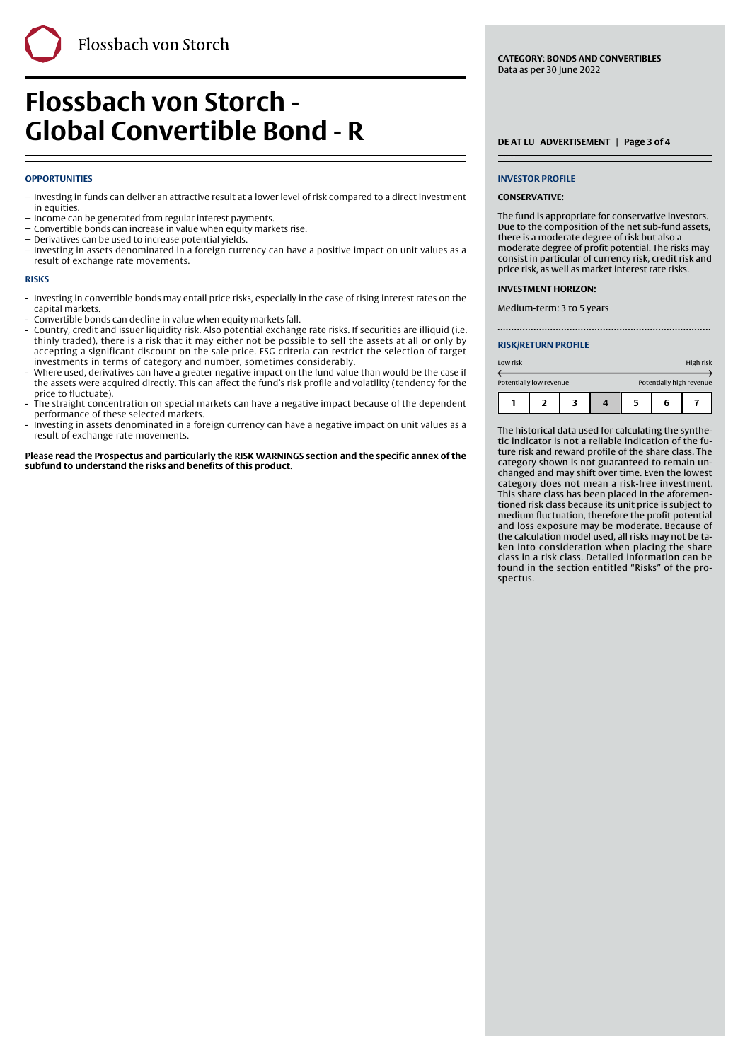# Flossbach von Storch - Global Convertible Bond - R

**CATEGORY: BONDS AND CONVERTIBLES**
Data as per 30 June 2022

**DE AT LU ADVERTISEMENT**

## OPPORTUNITIES

+ Investing in funds can deliver an attractive result at a lower level of risk compared to a direct investment in equities.
+ Income can be generated from regular interest payments.
+ Convertible bonds can increase in value when equity markets rise.
+ Derivatives can be used to increase potential yields.
+ Investing in assets denominated in a foreign currency can have a positive impact on unit values as a result of exchange rate movements.

## RISKS

- Investing in convertible bonds may entail price risks, especially in the case of rising interest rates on the capital markets.
- Convertible bonds can decline in value when equity markets fall.
- Country, credit and issuer liquidity risk. Also potential exchange rate risks. If securities are illiquid (i.e. thinly traded), there is a risk that it may either not be possible to sell the assets at all or only by accepting a significant discount on the sale price. ESG criteria can restrict the selection of target investments in terms of category and number, sometimes considerably.
- Where used, derivatives can have a greater negative impact on the fund value than would be the case if the assets were acquired directly. This can affect the fund's risk profile and volatility (tendency for the price to fluctuate).
- The straight concentration on special markets can have a negative impact because of the dependent performance of these selected markets.
- Investing in assets denominated in a foreign currency can have a negative impact on unit values as a result of exchange rate movements.

**Please read the Prospectus and particularly the RISK WARNINGS section and the specific annex of the subfund to understand the risks and benefits of this product.**

## INVESTOR PROFILE

**CONSERVATIVE:**

The fund is appropriate for conservative investors. Due to the composition of the net sub-fund assets, there is a moderate degree of risk but also a moderate degree of profit potential. The risks may consist in particular of currency risk, credit risk and price risk, as well as market interest rate risks.

**INVESTMENT HORIZON:**

Medium-term: 3 to 5 years

## RISK/RETURN PROFILE

Low risk — High risk

Potentially low revenue — Potentially high revenue

| 1 | 2 | 3 | **4** | 5 | 6 | 7 |
|---|---|---|---|---|---|---|

The historical data used for calculating the synthetic indicator is not a reliable indication of the future risk and reward profile of the share class. The category shown is not guaranteed to remain unchanged and may shift over time. Even the lowest category does not mean a risk-free investment. This share class has been placed in the aforementioned risk class because its unit price is subject to medium fluctuation, therefore the profit potential and loss exposure may be moderate. Because of the calculation model used, all risks may not be taken into consideration when placing the share class in a risk class. Detailed information can be found in the section entitled "Risks" of the prospectus.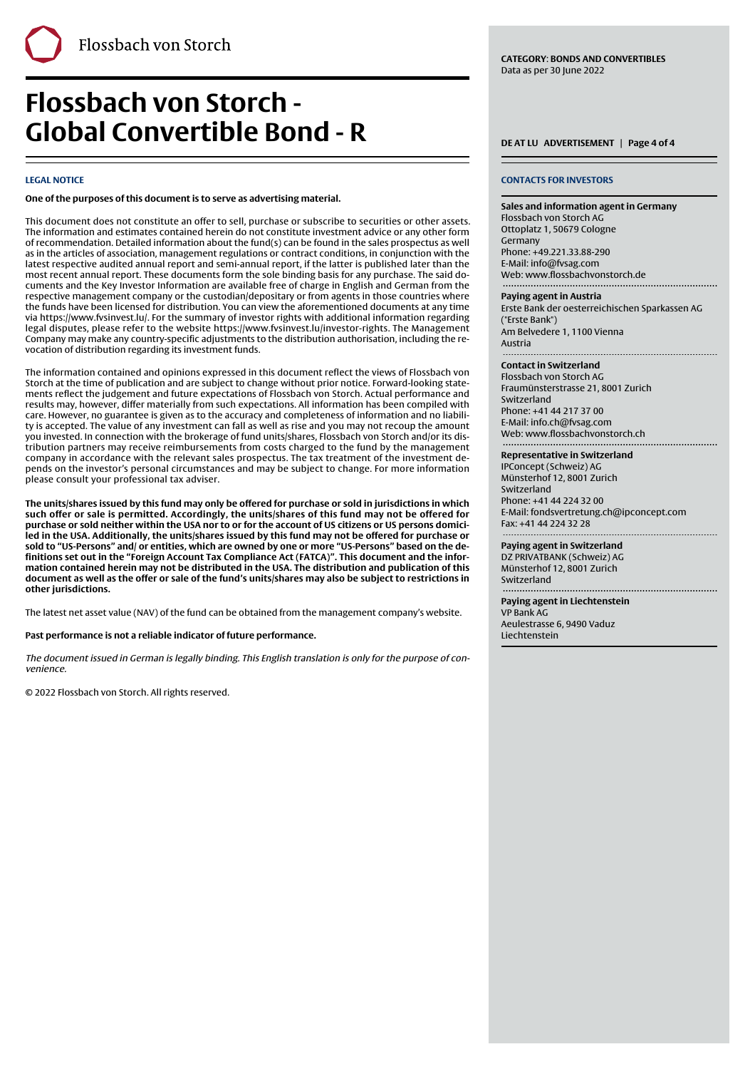# Flossbach von Storch - Global Convertible Bond - R

**CATEGORY: BONDS AND CONVERTIBLES**
Data as per 30 June 2022

DE AT LU ADVERTISEMENT

## LEGAL NOTICE

**One of the purposes of this document is to serve as advertising material.**

This document does not constitute an offer to sell, purchase or subscribe to securities or other assets. The information and estimates contained herein do not constitute investment advice or any other form of recommendation. Detailed information about the fund(s) can be found in the sales prospectus as well as in the articles of association, management regulations or contract conditions, in conjunction with the latest respective audited annual report and semi-annual report, if the latter is published later than the most recent annual report. These documents form the sole binding basis for any purchase. The said documents and the Key Investor Information are available free of charge in English and German from the respective management company or the custodian/depositary or from agents in those countries where the funds have been licensed for distribution. You can view the aforementioned documents at any time via https://www.fvsinvest.lu/. For the summary of investor rights with additional information regarding legal disputes, please refer to the website https://www.fvsinvest.lu/investor-rights. The Management Company may make any country-specific adjustments to the distribution authorisation, including the revocation of distribution regarding its investment funds.

The information contained and opinions expressed in this document reflect the views of Flossbach von Storch at the time of publication and are subject to change without prior notice. Forward-looking statements reflect the judgement and future expectations of Flossbach von Storch. Actual performance and results may, however, differ materially from such expectations. All information has been compiled with care. However, no guarantee is given as to the accuracy and completeness of information and no liability is accepted. The value of any investment can fall as well as rise and you may not recoup the amount you invested. In connection with the brokerage of fund units/shares, Flossbach von Storch and/or its distribution partners may receive reimbursements from costs charged to the fund by the management company in accordance with the relevant sales prospectus. The tax treatment of the investment depends on the investor's personal circumstances and may be subject to change. For more information please consult your professional tax adviser.

**The units/shares issued by this fund may only be offered for purchase or sold in jurisdictions in which such offer or sale is permitted. Accordingly, the units/shares of this fund may not be offered for purchase or sold neither within the USA nor to or for the account of US citizens or US persons domiciled in the USA. Additionally, the units/shares issued by this fund may not be offered for purchase or sold to "US-Persons" and/ or entities, which are owned by one or more "US-Persons" based on the definitions set out in the "Foreign Account Tax Compliance Act (FATCA)". This document and the information contained herein may not be distributed in the USA. The distribution and publication of this document as well as the offer or sale of the fund's units/shares may also be subject to restrictions in other jurisdictions.**

The latest net asset value (NAV) of the fund can be obtained from the management company's website.

**Past performance is not a reliable indicator of future performance.**

*The document issued in German is legally binding. This English translation is only for the purpose of convenience.*

© 2022 Flossbach von Storch. All rights reserved.

## CONTACTS FOR INVESTORS

**Sales and information agent in Germany**
Flossbach von Storch AG
Ottoplatz 1, 50679 Cologne
Germany
Phone: +49.221.33.88-290
E-Mail: info@fvsag.com
Web: www.flossbachvonstorch.de

**Paying agent in Austria**
Erste Bank der oesterreichischen Sparkassen AG ("Erste Bank")
Am Belvedere 1, 1100 Vienna
Austria

**Contact in Switzerland**
Flossbach von Storch AG
Fraumünsterstrasse 21, 8001 Zurich
Switzerland
Phone: +41 44 217 37 00
E-Mail: info.ch@fvsag.com
Web: www.flossbachvonstorch.ch

**Representative in Switzerland**
IPConcept (Schweiz) AG
Münsterhof 12, 8001 Zurich
Switzerland
Phone: +41 44 224 32 00
E-Mail: fondsvertretung.ch@ipconcept.com
Fax: +41 44 224 32 28

**Paying agent in Switzerland**
DZ PRIVATBANK (Schweiz) AG
Münsterhof 12, 8001 Zurich
Switzerland

**Paying agent in Liechtenstein**
VP Bank AG
Aeulestrasse 6, 9490 Vaduz
Liechtenstein